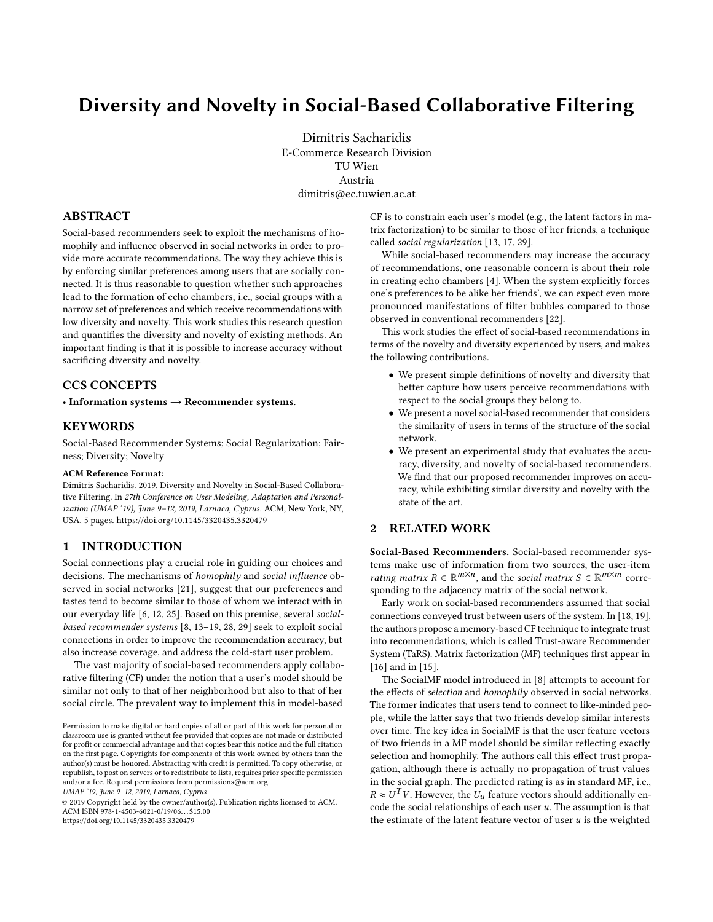# Diversity and Novelty in Social-Based Collaborative Filtering

Dimitris Sacharidis
E-Commerce Research Division
TU Wien
Austria
dimitris@ec.tuwien.ac.at

## ABSTRACT

Social-based recommenders seek to exploit the mechanisms of homophily and influence observed in social networks in order to provide more accurate recommendations. The way they achieve this is by enforcing similar preferences among users that are socially connected. It is thus reasonable to question whether such approaches lead to the formation of echo chambers, i.e., social groups with a narrow set of preferences and which receive recommendations with low diversity and novelty. This work studies this research question and quantifies the diversity and novelty of existing methods. An important finding is that it is possible to increase accuracy without sacrificing diversity and novelty.

## CCS CONCEPTS

• **Information systems → Recommender systems**.

## KEYWORDS

Social-Based Recommender Systems; Social Regularization; Fairness; Diversity; Novelty

**ACM Reference Format:**
Dimitris Sacharidis. 2019. Diversity and Novelty in Social-Based Collaborative Filtering. In *27th Conference on User Modeling, Adaptation and Personalization (UMAP '19), June 9–12, 2019, Larnaca, Cyprus.* ACM, New York, NY, USA, 5 pages. https://doi.org/10.1145/3320435.3320479

Permission to make digital or hard copies of all or part of this work for personal or classroom use is granted without fee provided that copies are not made or distributed for profit or commercial advantage and that copies bear this notice and the full citation on the first page. Copyrights for components of this work owned by others than the author(s) must be honored. Abstracting with credit is permitted. To copy otherwise, or republish, to post on servers or to redistribute to lists, requires prior specific permission and/or a fee. Request permissions from permissions@acm.org.
*UMAP '19, June 9–12, 2019, Larnaca, Cyprus*
© 2019 Copyright held by the owner/author(s). Publication rights licensed to ACM.
ACM ISBN 978-1-4503-6021-0/19/06...$15.00
https://doi.org/10.1145/3320435.3320479

## 1 INTRODUCTION

Social connections play a crucial role in guiding our choices and decisions. The mechanisms of *homophily* and *social influence* observed in social networks [21], suggest that our preferences and tastes tend to become similar to those of whom we interact with in our everyday life [6, 12, 25]. Based on this premise, several *social-based recommender systems* [8, 13–19, 28, 29] seek to exploit social connections in order to improve the recommendation accuracy, but also increase coverage, and address the cold-start user problem.

The vast majority of social-based recommenders apply collaborative filtering (CF) under the notion that a user's model should be similar not only to that of her neighborhood but also to that of her social circle. The prevalent way to implement this in model-based CF is to constrain each user's model (e.g., the latent factors in matrix factorization) to be similar to those of her friends, a technique called *social regularization* [13, 17, 29].

While social-based recommenders may increase the accuracy of recommendations, one reasonable concern is about their role in creating echo chambers [4]. When the system explicitly forces one's preferences to be alike her friends', we can expect even more pronounced manifestations of filter bubbles compared to those observed in conventional recommenders [22].

This work studies the effect of social-based recommendations in terms of the novelty and diversity experienced by users, and makes the following contributions.

- We present simple definitions of novelty and diversity that better capture how users perceive recommendations with respect to the social groups they belong to.
- We present a novel social-based recommender that considers the similarity of users in terms of the structure of the social network.
- We present an experimental study that evaluates the accuracy, diversity, and novelty of social-based recommenders. We find that our proposed recommender improves on accuracy, while exhibiting similar diversity and novelty with the state of the art.

## 2 RELATED WORK

**Social-Based Recommenders.** Social-based recommender systems make use of information from two sources, the user-item *rating matrix* $R \in \mathbb{R}^{m \times n}$, and the *social matrix* $S \in \mathbb{R}^{m \times m}$ corresponding to the adjacency matrix of the social network.

Early work on social-based recommenders assumed that social connections conveyed trust between users of the system. In [18, 19], the authors propose a memory-based CF technique to integrate trust into recommendations, which is called Trust-aware Recommender System (TaRS). Matrix factorization (MF) techniques first appear in [16] and in [15].

The SocialMF model introduced in [8] attempts to account for the effects of *selection* and *homophily* observed in social networks. The former indicates that users tend to connect to like-minded people, while the latter says that two friends develop similar interests over time. The key idea in SocialMF is that the user feature vectors of two friends in a MF model should be similar reflecting exactly selection and homophily. The authors call this effect trust propagation, although there is actually no propagation of trust values in the social graph. The predicted rating is as in standard MF, i.e., $R \approx U^T V$. However, the $U_u$ feature vectors should additionally encode the social relationships of each user $u$. The assumption is that the estimate of the latent feature vector of user $u$ is the weighted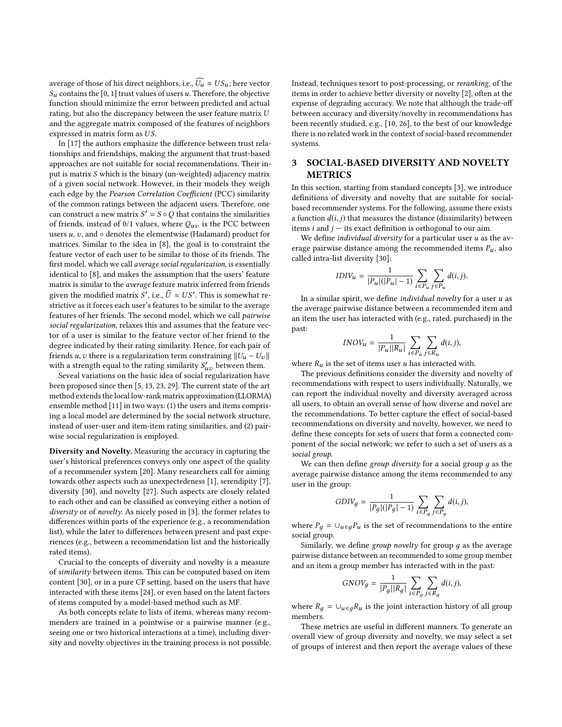average of those of his direct neighbors, i.e., $\widehat{U_u} \approx US_u$; here vector $S_u$ contains the [0, 1] trust values of users $u$. Therefore, the objective function should minimize the error between predicted and actual rating, but also the discrepancy between the user feature matrix $U$ and the aggregate matrix composed of the features of neighbors expressed in matrix form as $US$.

In [17] the authors emphasize the difference between trust relationships and friendships, making the argument that trust-based approaches are not suitable for social recommendations. Their input is matrix $S$ which is the binary (un-weighted) adjacency matrix of a given social network. However, in their models they weigh each edge by the *Pearson Correlation Coefficient* (PCC) similarity of the common ratings between the adjacent users. Therefore, one can construct a new matrix $S' = S \circ Q$ that contains the similarities of friends, instead of 0/1 values, where $Q_{uv}$ is the PCC between users $u, v$, and $\circ$ denotes the elementwise (Hadamard) product for matrices. Similar to the idea in [8], the goal is to constraint the feature vector of each user to be similar to those of its friends. The first model, which we call *average social regularization*, is essentially identical to [8], and makes the assumption that the users' feature matrix is similar to the *average* feature matrix inferred from friends given the modified matrix $S'$, i.e., $\widehat{U} \approx US'$. This is somewhat restrictive as it forces each user's features to be similar to the average features of her friends. The second model, which we call *pairwise social regularization*, relaxes this and assumes that the feature vector of a user is similar to the feature vector of her friend to the degree indicated by their rating similarity. Hence, for each pair of friends $u, v$ there is a regularization term constraining $\|U_u - U_v\|$ with a strength equal to the rating similarity $S'_{uv}$ between them.

Seveal variations on the basic idea of social regularization have been proposed since then [5, 13, 23, 29]. The current state of the art method extends the local low-rank matrix approximation (LLORMA) ensemble method [11] in two ways: (1) the users and items comprising a local model are determined by the social network structure, instead of user-user and item-item rating similarities, and (2) pairwise social regularization is employed.

**Diversity and Novelty.** Measuring the accuracy in capturing the user's historical preferences conveys only one aspect of the quality of a recommender system [20]. Many researchers call for aiming towards other aspects such as unexpectedeness [1], serendipity [7], diversity [30], and novelty [27]. Such aspects are closely related to each other and can be classified as conveying either a notion of *diversity* or of *novelty*. As nicely posed in [3], the former relates to differences within parts of the experience (e.g., a recommendation list), while the later to differences between present and past experiences (e.g., between a recommendation list and the historically rated items).

Crucial to the concepts of diversity and novelty is a measure of *similarity* between items. This can be computed based on item content [30], or in a pure CF setting, based on the users that have interacted with these items [24], or even based on the latent factors of items computed by a model-based method such as MF.

As both concepts relate to lists of items, whereas many recommenders are trained in a pointwise or a pairwise manner (e.g., seeing one or two historical interactions at a time), including diversity and novelty objectives in the training process is not possible. Instead, techniques resort to post-processing, or *reranking*, of the items in order to achieve better diversity or novelty [2], often at the expense of degrading accuracy. We note that although the trade-off between accuracy and diversity/novelty in recommendations has been recently studied, e.g., [10, 26], to the best of our knowledge there is no related work in the context of social-based recommender systems.

# 3 SOCIAL-BASED DIVERSITY AND NOVELTY METRICS

In this section, starting from standard concepts [3], we introduce definitions of diversity and novelty that are suitable for social-based recommender systems. For the following, assume there exists a function $d(i, j)$ that measures the distance (dissimilarity) between items $i$ and $j$ — its exact definition is orthogonal to our aim.

We define *individual diversity* for a particular user $u$ as the average pairwise distance among the recommended items $P_u$, also called intra-list diversity [30]:

$$IDIV_u = \frac{1}{|P_u|(|P_u| - 1)} \sum_{i \in P_u} \sum_{j \in P_u} d(i, j).$$

In a similar spirit, we define *individual novelty* for a user $u$ as the average pairwise distance between a recommended item and an item the user has interacted with (e.g., rated, purchased) in the past:

$$INOV_u = \frac{1}{|P_u||R_u|} \sum_{i \in P_u} \sum_{j \in R_u} d(i, j),$$

where $R_u$ is the set of items user $u$ has interacted with.

The previous definitions consider the diversity and novelty of recommendations with respect to users individually. Naturally, we can report the individual novelty and diversity averaged across all users, to obtain an overall sense of how diverse and novel are the recommendations. To better capture the effect of social-based recommendations on diversity and novelty, however, we need to define these concepts for sets of users that form a connected component of the social network; we refer to such a set of users as a *social group*.

We can then define *group diversity* for a social group $g$ as the average pairwise distance among the items recommended to any user in the group:

$$GDIV_g = \frac{1}{|P_g|(|P_g| - 1)} \sum_{i \in P_g} \sum_{j \in P_g} d(i, j),$$

where $P_g = \cup_{u \in g} P_u$ is the set of recommendations to the entire social group.

Similarly, we define *group novelty* for group $g$ as the average pairwise distance between an recommended to some group member and an item a group member has interacted with in the past:

$$GNOV_g = \frac{1}{|P_g||R_g|} \sum_{i \in P_g} \sum_{j \in R_g} d(i, j),$$

where $R_g = \cup_{u \in g} R_u$ is the joint interaction history of all group members.

These metrics are useful in different manners. To generate an overall view of group diversity and novelty, we may select a set of groups of interest and then report the average values of these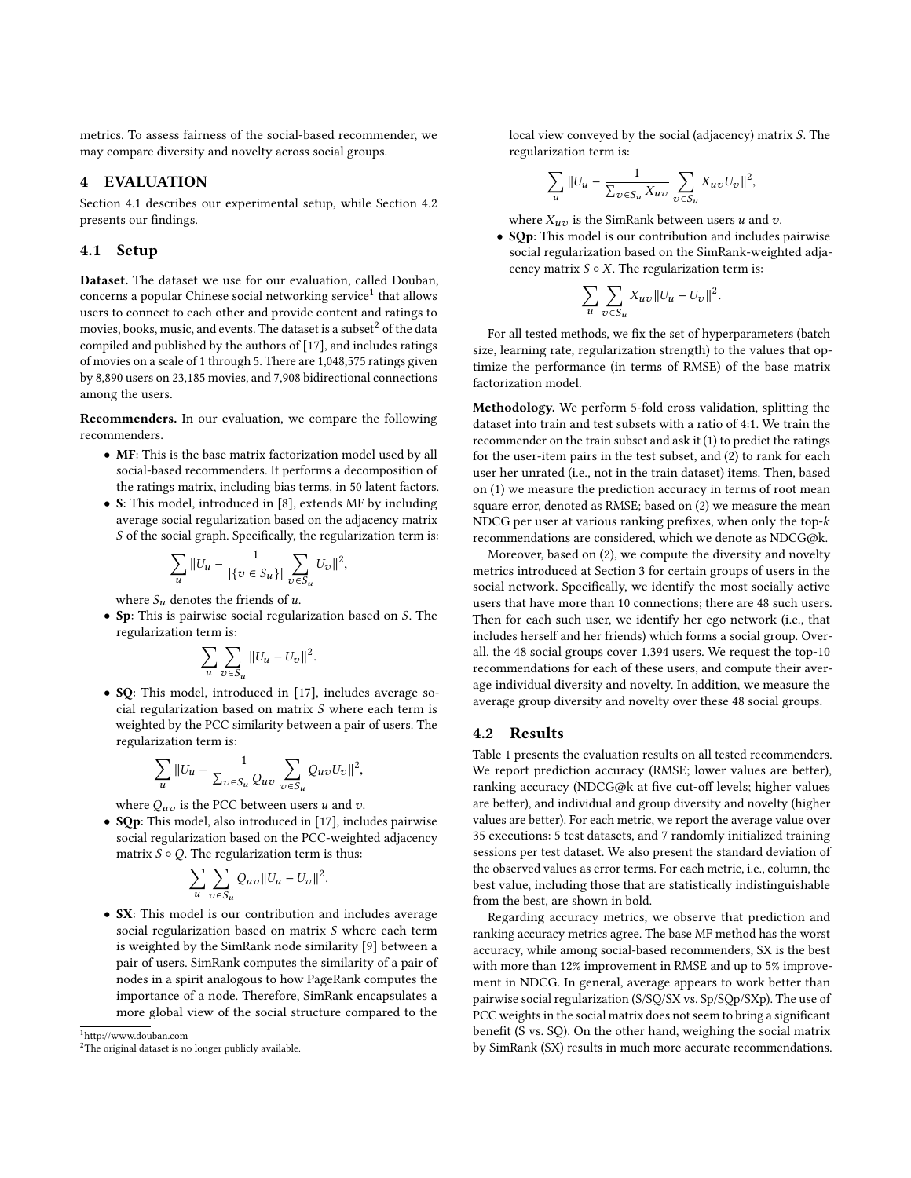metrics. To assess fairness of the social-based recommender, we may compare diversity and novelty across social groups.

## 4 EVALUATION

Section 4.1 describes our experimental setup, while Section 4.2 presents our findings.

### 4.1 Setup

**Dataset.** The dataset we use for our evaluation, called Douban, concerns a popular Chinese social networking service[1] that allows users to connect to each other and provide content and ratings to movies, books, music, and events. The dataset is a subset[2] of the data compiled and published by the authors of [17], and includes ratings of movies on a scale of 1 through 5. There are 1,048,575 ratings given by 8,890 users on 23,185 movies, and 7,908 bidirectional connections among the users.

**Recommenders.** In our evaluation, we compare the following recommenders.

- **MF**: This is the base matrix factorization model used by all social-based recommenders. It performs a decomposition of the ratings matrix, including bias terms, in 50 latent factors.
- **S**: This model, introduced in [8], extends MF by including average social regularization based on the adjacency matrix $S$ of the social graph. Specifically, the regularization term is:

$$\sum_u \|U_u - \frac{1}{|\{v \in S_u\}|} \sum_{v \in S_u} U_v\|^2,$$

  where $S_u$ denotes the friends of $u$.
- **Sp**: This is pairwise social regularization based on $S$. The regularization term is:

$$\sum_u \sum_{v \in S_u} \|U_u - U_v\|^2.$$

- **SQ**: This model, introduced in [17], includes average social regularization based on matrix $S$ where each term is weighted by the PCC similarity between a pair of users. The regularization term is:

$$\sum_u \|U_u - \frac{1}{\sum_{v \in S_u} Q_{uv}} \sum_{v \in S_u} Q_{uv} U_v\|^2,$$

  where $Q_{uv}$ is the PCC between users $u$ and $v$.
- **SQp**: This model, also introduced in [17], includes pairwise social regularization based on the PCC-weighted adjacency matrix $S \circ Q$. The regularization term is thus:

$$\sum_u \sum_{v \in S_u} Q_{uv} \|U_u - U_v\|^2.$$

- **SX**: This model is our contribution and includes average social regularization based on matrix $S$ where each term is weighted by the SimRank node similarity [9] between a pair of users. SimRank computes the similarity of a pair of nodes in a spirit analogous to how PageRank computes the importance of a node. Therefore, SimRank encapsulates a more global view of the social structure compared to the local view conveyed by the social (adjacency) matrix $S$. The regularization term is:

$$\sum_u \|U_u - \frac{1}{\sum_{v \in S_u} X_{uv}} \sum_{v \in S_u} X_{uv} U_v\|^2,$$

  where $X_{uv}$ is the SimRank between users $u$ and $v$.
- **SQp**: This model is our contribution and includes pairwise social regularization based on the SimRank-weighted adjacency matrix $S \circ X$. The regularization term is:

$$\sum_u \sum_{v \in S_u} X_{uv} \|U_u - U_v\|^2.$$

For all tested methods, we fix the set of hyperparameters (batch size, learning rate, regularization strength) to the values that optimize the performance (in terms of RMSE) of the base matrix factorization model.

**Methodology.** We perform 5-fold cross validation, splitting the dataset into train and test subsets with a ratio of 4:1. We train the recommender on the train subset and ask it (1) to predict the ratings for the user-item pairs in the test subset, and (2) to rank for each user her unrated (i.e., not in the train dataset) items. Then, based on (1) we measure the prediction accuracy in terms of root mean square error, denoted as RMSE; based on (2) we measure the mean NDCG per user at various ranking prefixes, when only the top-$k$ recommendations are considered, which we denote as NDCG@k.

Moreover, based on (2), we compute the diversity and novelty metrics introduced at Section 3 for certain groups of users in the social network. Specifically, we identify the most socially active users that have more than 10 connections; there are 48 such users. Then for each such user, we identify her ego network (i.e., that includes herself and her friends) which forms a social group. Overall, the 48 social groups cover 1,394 users. We request the top-10 recommendations for each of these users, and compute their average individual diversity and novelty. In addition, we measure the average group diversity and novelty over these 48 social groups.

### 4.2 Results

Table 1 presents the evaluation results on all tested recommenders. We report prediction accuracy (RMSE; lower values are better), ranking accuracy (NDCG@k at five cut-off levels; higher values are better), and individual and group diversity and novelty (higher values are better). For each metric, we report the average value over 35 executions: 5 test datasets, and 7 randomly initialized training sessions per test dataset. We also present the standard deviation of the observed values as error terms. For each metric, i.e., column, the best value, including those that are statistically indistinguishable from the best, are shown in bold.

Regarding accuracy metrics, we observe that prediction and ranking accuracy metrics agree. The base MF method has the worst accuracy, while among social-based recommenders, SX is the best with more than 12% improvement in RMSE and up to 5% improvement in NDCG. In general, average appears to work better than pairwise social regularization (S/SQ/SX vs. Sp/SQp/SXp). The use of PCC weights in the social matrix does not seem to bring a significant benefit (S vs. SQ). On the other hand, weighing the social matrix by SimRank (SX) results in much more accurate recommendations.

[1] http://www.douban.com

[2] The original dataset is no longer publicly available.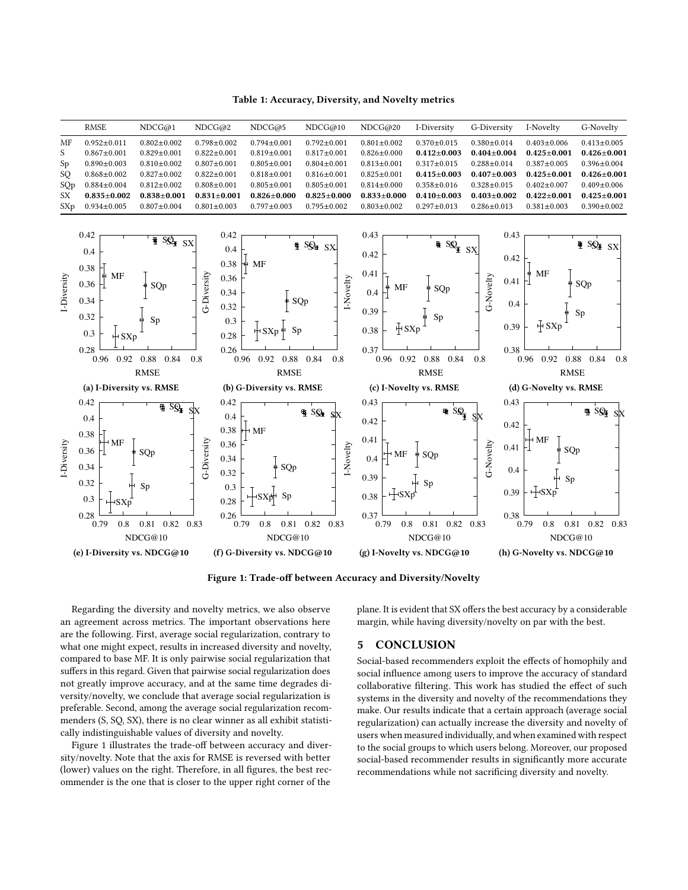**Table 1: Accuracy, Diversity, and Novelty metrics**

| | RMSE | NDCG@1 | NDCG@2 | NDCG@5 | NDCG@10 | NDCG@20 | I-Diversity | G-Diversity | I-Novelty | G-Novelty |
|---|---|---|---|---|---|---|---|---|---|---|
| MF | 0.952±0.011 | 0.802±0.002 | 0.798±0.002 | 0.794±0.001 | 0.792±0.001 | 0.801±0.002 | 0.370±0.015 | 0.380±0.014 | 0.403±0.006 | 0.413±0.005 |
| S | 0.867±0.001 | 0.829±0.001 | 0.822±0.001 | 0.819±0.001 | 0.817±0.001 | 0.826±0.000 | **0.412±0.003** | **0.404±0.004** | **0.425±0.001** | **0.426±0.001** |
| Sp | 0.890±0.003 | 0.810±0.002 | 0.807±0.001 | 0.805±0.001 | 0.804±0.001 | 0.813±0.001 | 0.317±0.015 | 0.288±0.014 | 0.387±0.005 | 0.396±0.004 |
| SQ | 0.868±0.002 | 0.827±0.002 | 0.822±0.001 | 0.818±0.001 | 0.816±0.001 | 0.825±0.001 | **0.415±0.003** | **0.407±0.003** | **0.425±0.001** | **0.426±0.001** |
| SQp | 0.884±0.004 | 0.812±0.002 | 0.808±0.001 | 0.805±0.001 | 0.805±0.001 | 0.814±0.000 | 0.358±0.016 | 0.328±0.015 | 0.402±0.007 | 0.409±0.006 |
| SX | **0.835±0.002** | **0.838±0.001** | **0.831±0.001** | **0.826±0.000** | **0.825±0.000** | **0.833±0.000** | **0.410±0.003** | **0.403±0.002** | **0.422±0.001** | **0.425±0.001** |
| SXp | 0.934±0.005 | 0.807±0.004 | 0.801±0.003 | 0.797±0.003 | 0.795±0.002 | 0.803±0.002 | 0.297±0.013 | 0.286±0.013 | 0.381±0.003 | 0.390±0.002 |

(a) I-Diversity vs. RMSE (b) G-Diversity vs. RMSE (c) I-Novelty vs. RMSE (d) G-Novelty vs. RMSE

(e) I-Diversity vs. NDCG@10 (f) G-Diversity vs. NDCG@10 (g) I-Novelty vs. NDCG@10 (h) G-Novelty vs. NDCG@10

**Figure 1: Trade-off between Accuracy and Diversity/Novelty**

Regarding the diversity and novelty metrics, we also observe an agreement across metrics. The important observations here are the following. First, average social regularization, contrary to what one might expect, results in increased diversity and novelty, compared to base MF. It is only pairwise social regularization that suffers in this regard. Given that pairwise social regularization does not greatly improve accuracy, and at the same time degrades diversity/novelty, we conclude that average social regularization is preferable. Second, among the average social regularization recommenders (S, SQ, SX), there is no clear winner as all exhibit statistically indistinguishable values of diversity and novelty.

Figure 1 illustrates the trade-off between accuracy and diversity/novelty. Note that the axis for RMSE is reversed with better (lower) values on the right. Therefore, in all figures, the best recommender is the one that is closer to the upper right corner of the plane. It is evident that SX offers the best accuracy by a considerable margin, while having diversity/novelty on par with the best.

## 5 CONCLUSION

Social-based recommenders exploit the effects of homophily and social influence among users to improve the accuracy of standard collaborative filtering. This work has studied the effect of such systems in the diversity and novelty of the recommendations they make. Our results indicate that a certain approach (average social regularization) can actually increase the diversity and novelty of users when measured individually, and when examined with respect to the social groups to which users belong. Moreover, our proposed social-based recommender results in significantly more accurate recommendations while not sacrificing diversity and novelty.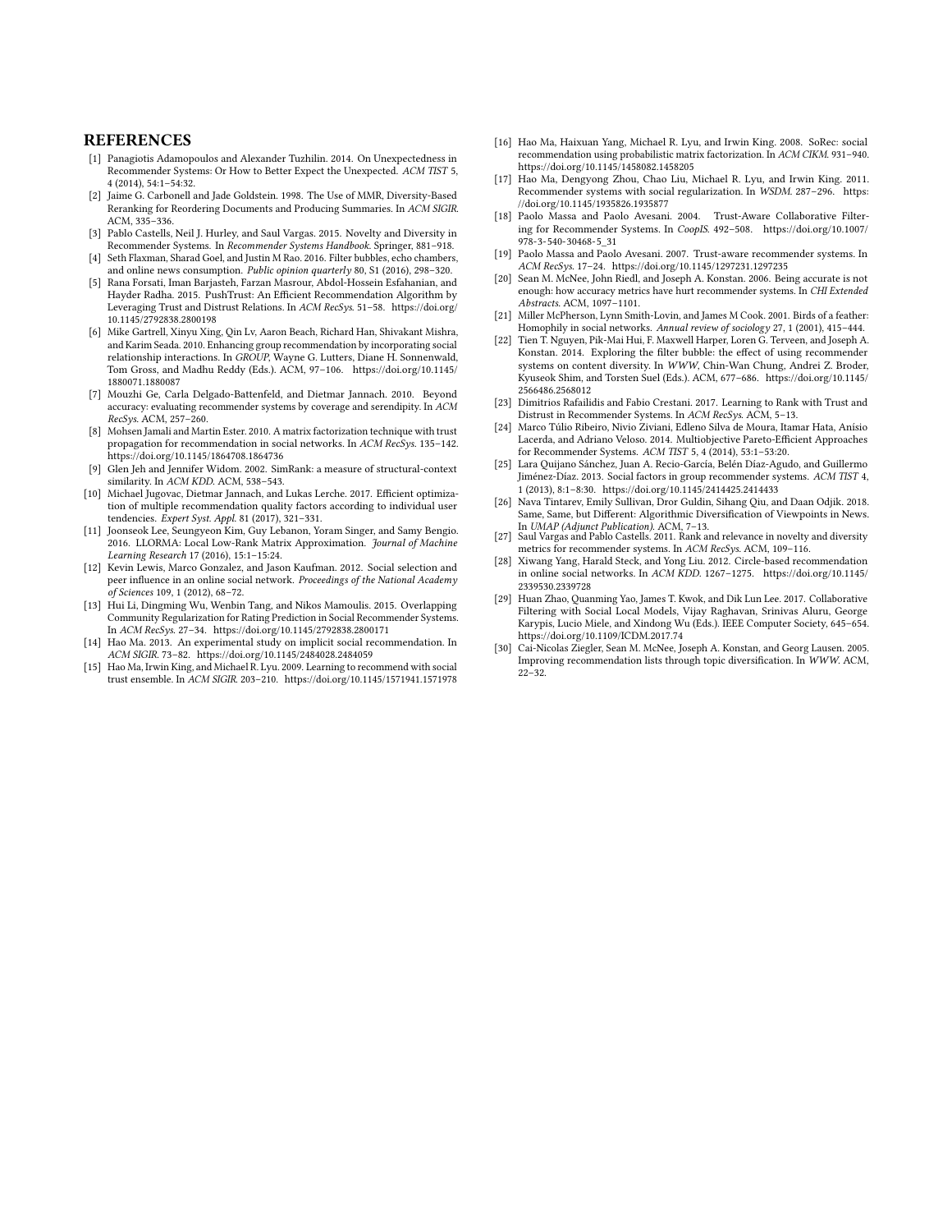## REFERENCES

[1] Panagiotis Adamopoulos and Alexander Tuzhilin. 2014. On Unexpectedness in Recommender Systems: Or How to Better Expect the Unexpected. *ACM TIST* 5, 4 (2014), 54:1–54:32.

[2] Jaime G. Carbonell and Jade Goldstein. 1998. The Use of MMR, Diversity-Based Reranking for Reordering Documents and Producing Summaries. In *ACM SIGIR*. ACM, 335–336.

[3] Pablo Castells, Neil J. Hurley, and Saul Vargas. 2015. Novelty and Diversity in Recommender Systems. In *Recommender Systems Handbook*. Springer, 881–918.

[4] Seth Flaxman, Sharad Goel, and Justin M Rao. 2016. Filter bubbles, echo chambers, and online news consumption. *Public opinion quarterly* 80, S1 (2016), 298–320.

[5] Rana Forsati, Iman Barjasteh, Farzan Masrour, Abdol-Hossein Esfahanian, and Hayder Radha. 2015. PushTrust: An Efficient Recommendation Algorithm by Leveraging Trust and Distrust Relations. In *ACM RecSys*. 51–58. https://doi.org/10.1145/2792838.2800198

[6] Mike Gartrell, Xinyu Xing, Qin Lv, Aaron Beach, Richard Han, Shivakant Mishra, and Karim Seada. 2010. Enhancing group recommendation by incorporating social relationship interactions. In *GROUP*, Wayne G. Lutters, Diane H. Sonnenwald, Tom Gross, and Madhu Reddy (Eds.). ACM, 97–106. https://doi.org/10.1145/1880071.1880087

[7] Mouzhi Ge, Carla Delgado-Battenfeld, and Dietmar Jannach. 2010. Beyond accuracy: evaluating recommender systems by coverage and serendipity. In *ACM RecSys*. ACM, 257–260.

[8] Mohsen Jamali and Martin Ester. 2010. A matrix factorization technique with trust propagation for recommendation in social networks. In *ACM RecSys*. 135–142. https://doi.org/10.1145/1864708.1864736

[9] Glen Jeh and Jennifer Widom. 2002. SimRank: a measure of structural-context similarity. In *ACM KDD*. ACM, 538–543.

[10] Michael Jugovac, Dietmar Jannach, and Lukas Lerche. 2017. Efficient optimization of multiple recommendation quality factors according to individual user tendencies. *Expert Syst. Appl.* 81 (2017), 321–331.

[11] Joonseok Lee, Seungyeon Kim, Guy Lebanon, Yoram Singer, and Samy Bengio. 2016. LLORMA: Local Low-Rank Matrix Approximation. *Journal of Machine Learning Research* 17 (2016), 15:1–15:24.

[12] Kevin Lewis, Marco Gonzalez, and Jason Kaufman. 2012. Social selection and peer influence in an online social network. *Proceedings of the National Academy of Sciences* 109, 1 (2012), 68–72.

[13] Hui Li, Dingming Wu, Wenbin Tang, and Nikos Mamoulis. 2015. Overlapping Community Regularization for Rating Prediction in Social Recommender Systems. In *ACM RecSys*. 27–34. https://doi.org/10.1145/2792838.2800171

[14] Hao Ma. 2013. An experimental study on implicit social recommendation. In *ACM SIGIR*. 73–82. https://doi.org/10.1145/2484028.2484059

[15] Hao Ma, Irwin King, and Michael R. Lyu. 2009. Learning to recommend with social trust ensemble. In *ACM SIGIR*. 203–210. https://doi.org/10.1145/1571941.1571978

[16] Hao Ma, Haixuan Yang, Michael R. Lyu, and Irwin King. 2008. SoRec: social recommendation using probabilistic matrix factorization. In *ACM CIKM*. 931–940. https://doi.org/10.1145/1458082.1458205

[17] Hao Ma, Dengyong Zhou, Chao Liu, Michael R. Lyu, and Irwin King. 2011. Recommender systems with social regularization. In *WSDM*. 287–296. https://doi.org/10.1145/1935826.1935877

[18] Paolo Massa and Paolo Avesani. 2004. Trust-Aware Collaborative Filtering for Recommender Systems. In *CoopIS*. 492–508. https://doi.org/10.1007/978-3-540-30468-5_31

[19] Paolo Massa and Paolo Avesani. 2007. Trust-aware recommender systems. In *ACM RecSys*. 17–24. https://doi.org/10.1145/1297231.1297235

[20] Sean M. McNee, John Riedl, and Joseph A. Konstan. 2006. Being accurate is not enough: how accuracy metrics have hurt recommender systems. In *CHI Extended Abstracts*. ACM, 1097–1101.

[21] Miller McPherson, Lynn Smith-Lovin, and James M Cook. 2001. Birds of a feather: Homophily in social networks. *Annual review of sociology* 27, 1 (2001), 415–444.

[22] Tien T. Nguyen, Pik-Mai Hui, F. Maxwell Harper, Loren G. Terveen, and Joseph A. Konstan. 2014. Exploring the filter bubble: the effect of using recommender systems on content diversity. In *WWW*, Chin-Wan Chung, Andrei Z. Broder, Kyuseok Shim, and Torsten Suel (Eds.). ACM, 677–686. https://doi.org/10.1145/2566486.2568012

[23] Dimitrios Rafailidis and Fabio Crestani. 2017. Learning to Rank with Trust and Distrust in Recommender Systems. In *ACM RecSys*. ACM, 5–13.

[24] Marco Túlio Ribeiro, Nivio Ziviani, Edleno Silva de Moura, Itamar Hata, Anísio Lacerda, and Adriano Veloso. 2014. Multiobjective Pareto-Efficient Approaches for Recommender Systems. *ACM TIST* 5, 4 (2014), 53:1–53:20.

[25] Lara Quijano Sánchez, Juan A. Recio-García, Belén Díaz-Agudo, and Guillermo Jiménez-Díaz. 2013. Social factors in group recommender systems. *ACM TIST* 4, 1 (2013), 8:1–8:30. https://doi.org/10.1145/2414425.2414433

[26] Nava Tintarev, Emily Sullivan, Dror Guldin, Sihang Qiu, and Daan Odjik. 2018. Same, Same, but Different: Algorithmic Diversification of Viewpoints in News. In *UMAP (Adjunct Publication)*. ACM, 7–13.

[27] Saul Vargas and Pablo Castells. 2011. Rank and relevance in novelty and diversity metrics for recommender systems. In *ACM RecSys*. ACM, 109–116.

[28] Xiwang Yang, Harald Steck, and Yong Liu. 2012. Circle-based recommendation in online social networks. In *ACM KDD*. 1267–1275. https://doi.org/10.1145/2339530.2339728

[29] Huan Zhao, Quanming Yao, James T. Kwok, and Dik Lun Lee. 2017. Collaborative Filtering with Social Local Models, Vijay Raghavan, Srinivas Aluru, George Karypis, Lucio Miele, and Xindong Wu (Eds.). IEEE Computer Society, 645–654. https://doi.org/10.1109/ICDM.2017.74

[30] Cai-Nicolas Ziegler, Sean M. McNee, Joseph A. Konstan, and Georg Lausen. 2005. Improving recommendation lists through topic diversification. In *WWW*. ACM, 22–32.